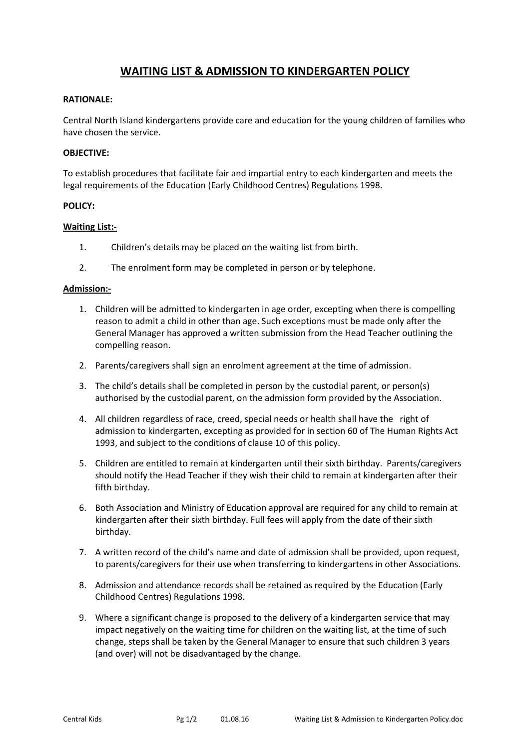# WAITING LIST & ADMISSION TO KINDERGARTEN POLICY

**RATIONALE:**

Central North Island kindergartens provide care and education for the young children of families who have chosen the service.

**OBJECTIVE:**

To establish procedures that facilitate fair and impartial entry to each kindergarten and meets the legal requirements of the Education (Early Childhood Centres) Regulations 1998.

**POLICY:**

**Waiting List:-**

1. Children's details may be placed on the waiting list from birth.
2. The enrolment form may be completed in person or by telephone.

**Admission:-**

1. Children will be admitted to kindergarten in age order, excepting when there is compelling reason to admit a child in other than age. Such exceptions must be made only after the General Manager has approved a written submission from the Head Teacher outlining the compelling reason.
2. Parents/caregivers shall sign an enrolment agreement at the time of admission.
3. The child's details shall be completed in person by the custodial parent, or person(s) authorised by the custodial parent, on the admission form provided by the Association.
4. All children regardless of race, creed, special needs or health shall have the right of admission to kindergarten, excepting as provided for in section 60 of The Human Rights Act 1993, and subject to the conditions of clause 10 of this policy.
5. Children are entitled to remain at kindergarten until their sixth birthday. Parents/caregivers should notify the Head Teacher if they wish their child to remain at kindergarten after their fifth birthday.
6. Both Association and Ministry of Education approval are required for any child to remain at kindergarten after their sixth birthday. Full fees will apply from the date of their sixth birthday.
7. A written record of the child's name and date of admission shall be provided, upon request, to parents/caregivers for their use when transferring to kindergartens in other Associations.
8. Admission and attendance records shall be retained as required by the Education (Early Childhood Centres) Regulations 1998.
9. Where a significant change is proposed to the delivery of a kindergarten service that may impact negatively on the waiting time for children on the waiting list, at the time of such change, steps shall be taken by the General Manager to ensure that such children 3 years (and over) will not be disadvantaged by the change.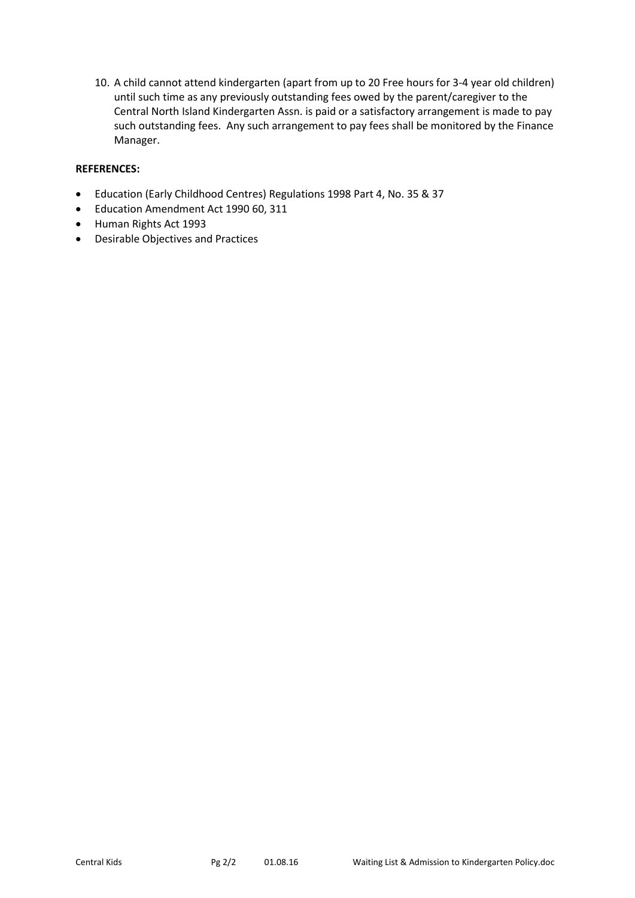10. A child cannot attend kindergarten (apart from up to 20 Free hours for 3-4 year old children) until such time as any previously outstanding fees owed by the parent/caregiver to the Central North Island Kindergarten Assn. is paid or a satisfactory arrangement is made to pay such outstanding fees. Any such arrangement to pay fees shall be monitored by the Finance Manager.

**REFERENCES:**

- Education (Early Childhood Centres) Regulations 1998 Part 4, No. 35 & 37
- Education Amendment Act 1990 60, 311
- Human Rights Act 1993
- Desirable Objectives and Practices